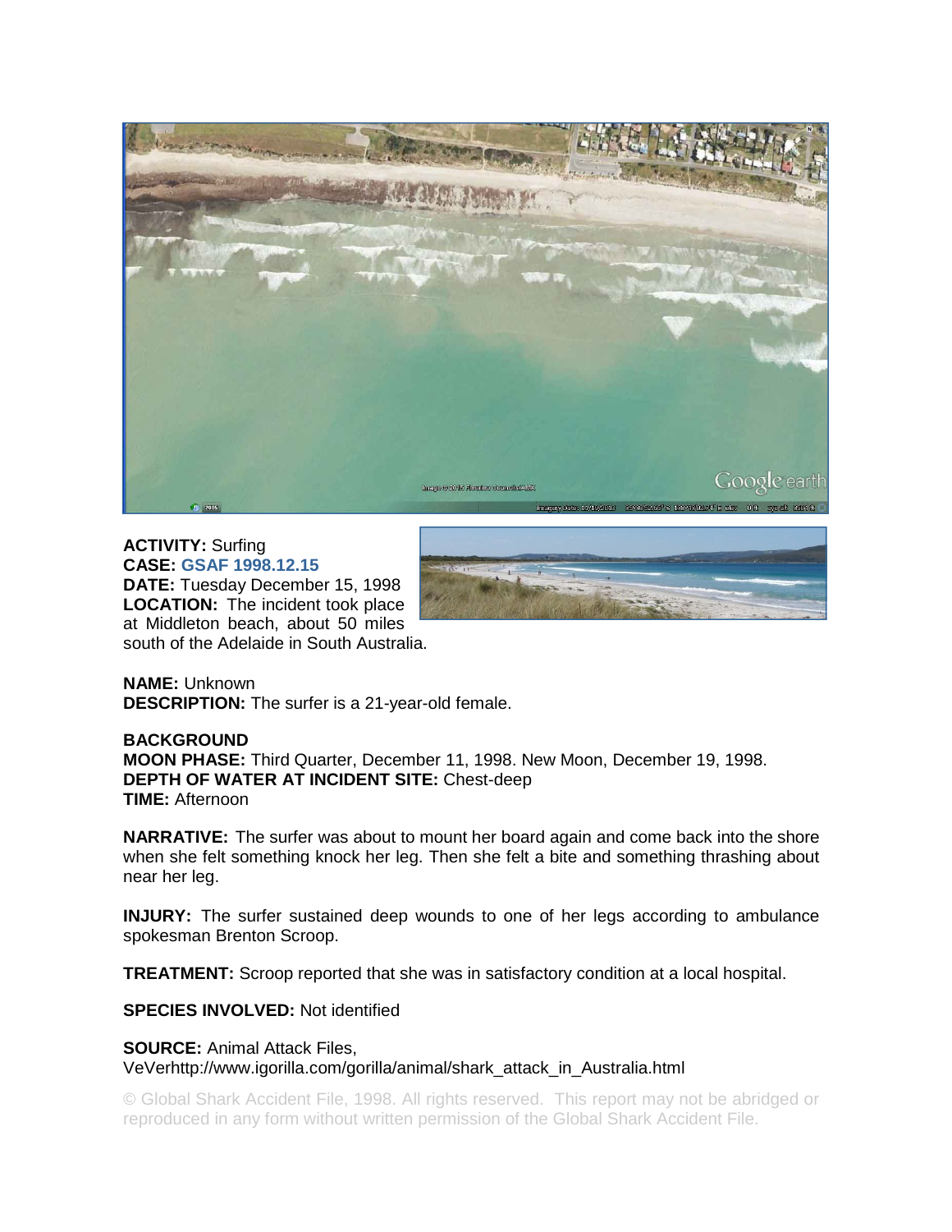**ACTIVITY:** Surfing
**CASE:** GSAF 1998.12.15
**DATE:** Tuesday December 15, 1998
**LOCATION:** The incident took place at Middleton beach, about 50 miles south of the Adelaide in South Australia.

**NAME:** Unknown
**DESCRIPTION:** The surfer is a 21-year-old female.

**BACKGROUND**
**MOON PHASE:** Third Quarter, December 11, 1998. New Moon, December 19, 1998.
**DEPTH OF WATER AT INCIDENT SITE:** Chest-deep
**TIME:** Afternoon

**NARRATIVE:** The surfer was about to mount her board again and come back into the shore when she felt something knock her leg. Then she felt a bite and something thrashing about near her leg.

**INJURY:** The surfer sustained deep wounds to one of her legs according to ambulance spokesman Brenton Scroop.

**TREATMENT:** Scroop reported that she was in satisfactory condition at a local hospital.

**SPECIES INVOLVED:** Not identified

**SOURCE:** Animal Attack Files,
VeVerhttp://www.igorilla.com/gorilla/animal/shark_attack_in_Australia.html

© Global Shark Accident File, 1998. All rights reserved. This report may not be abridged or reproduced in any form without written permission of the Global Shark Accident File.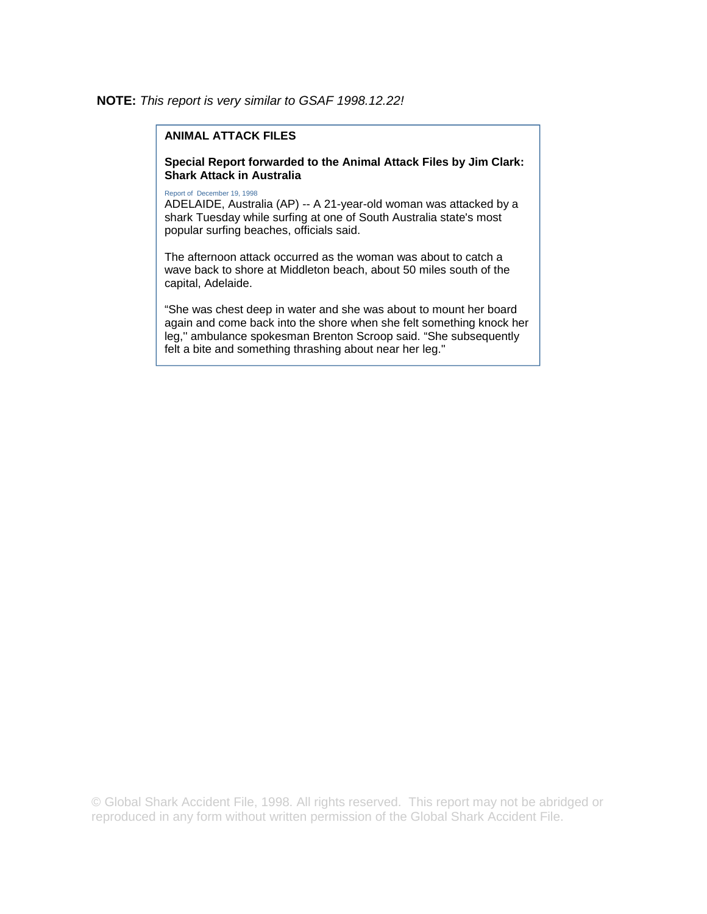**NOTE:** *This report is very similar to GSAF 1998.12.22!*

**ANIMAL ATTACK FILES**

**Special Report forwarded to the Animal Attack Files by Jim Clark: Shark Attack in Australia**

Report of December 19, 1998

ADELAIDE, Australia (AP) -- A 21-year-old woman was attacked by a shark Tuesday while surfing at one of South Australia state's most popular surfing beaches, officials said.

The afternoon attack occurred as the woman was about to catch a wave back to shore at Middleton beach, about 50 miles south of the capital, Adelaide.

“She was chest deep in water and she was about to mount her board again and come back into the shore when she felt something knock her leg,'' ambulance spokesman Brenton Scroop said. “She subsequently felt a bite and something thrashing about near her leg.''

© Global Shark Accident File, 1998. All rights reserved. This report may not be abridged or reproduced in any form without written permission of the Global Shark Accident File.